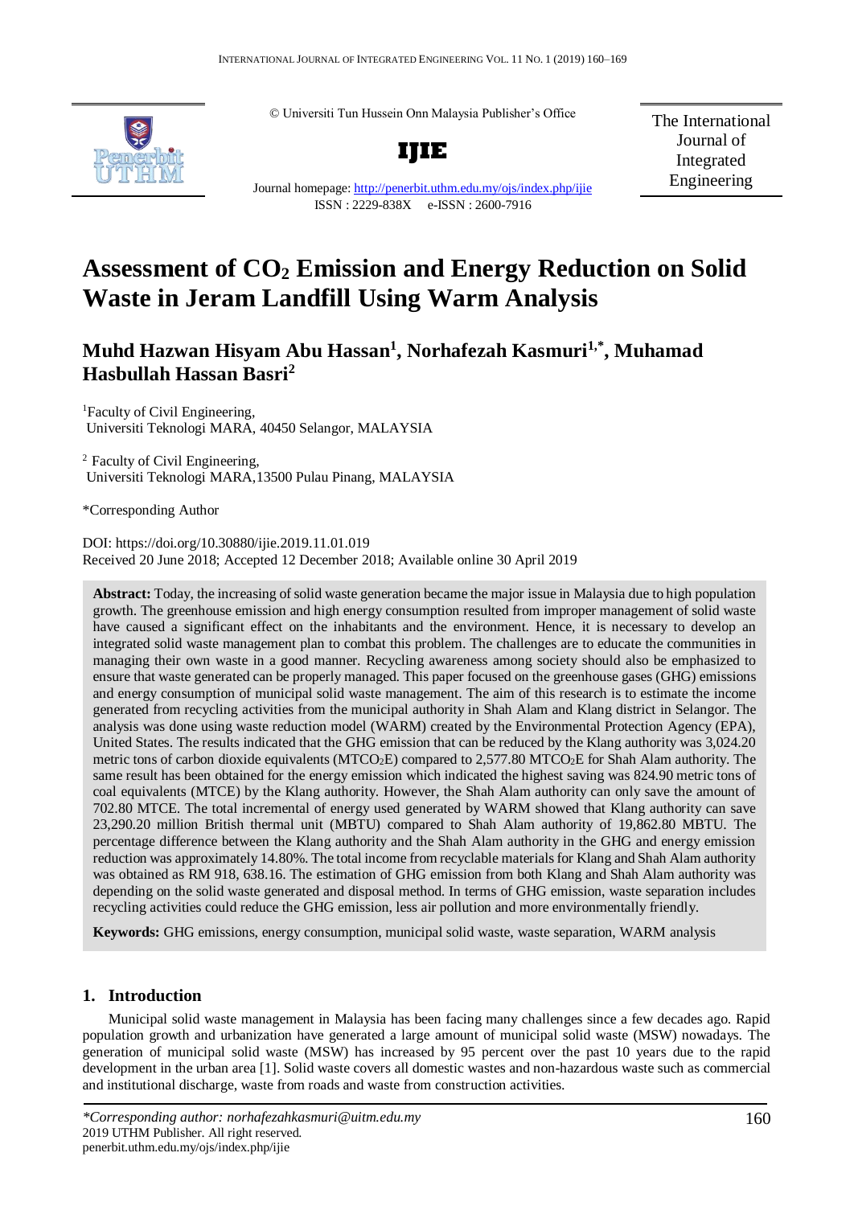© Universiti Tun Hussein Onn Malaysia Publisher's Office

**IJIE**

Journal homepage: http://penerbit.uthm.edu.my/ojs/index.php/ijie

ISSN : 2229-838X e-ISSN : 2600-7916

The International Journal of Integrated Engineering

# Assessment of $CO_2$ Emission and Energy Reduction on Solid Waste in Jeram Landfill Using Warm Analysis

**Muhd Hazwan Hisyam Abu Hassan[1], Norhafezah Kasmuri[1,*], Muhamad Hasbullah Hassan Basri[2]**

[1]Faculty of Civil Engineering,
Universiti Teknologi MARA, 40450 Selangor, MALAYSIA

[2] Faculty of Civil Engineering,
Universiti Teknologi MARA,13500 Pulau Pinang, MALAYSIA

*Corresponding Author

DOI: https://doi.org/10.30880/ijie.2019.11.01.019
Received 20 June 2018; Accepted 12 December 2018; Available online 30 April 2019

**Abstract:** Today, the increasing of solid waste generation became the major issue in Malaysia due to high population growth. The greenhouse emission and high energy consumption resulted from improper management of solid waste have caused a significant effect on the inhabitants and the environment. Hence, it is necessary to develop an integrated solid waste management plan to combat this problem. The challenges are to educate the communities in managing their own waste in a good manner. Recycling awareness among society should also be emphasized to ensure that waste generated can be properly managed. This paper focused on the greenhouse gases (GHG) emissions and energy consumption of municipal solid waste management. The aim of this research is to estimate the income generated from recycling activities from the municipal authority in Shah Alam and Klang district in Selangor. The analysis was done using waste reduction model (WARM) created by the Environmental Protection Agency (EPA), United States. The results indicated that the GHG emission that can be reduced by the Klang authority was 3,024.20 metric tons of carbon dioxide equivalents ($MTCO_2E$) compared to 2,577.80 $MTCO_2E$ for Shah Alam authority. The same result has been obtained for the energy emission which indicated the highest saving was 824.90 metric tons of coal equivalents (MTCE) by the Klang authority. However, the Shah Alam authority can only save the amount of 702.80 MTCE. The total incremental of energy used generated by WARM showed that Klang authority can save 23,290.20 million British thermal unit (MBTU) compared to Shah Alam authority of 19,862.80 MBTU. The percentage difference between the Klang authority and the Shah Alam authority in the GHG and energy emission reduction was approximately 14.80%. The total income from recyclable materials for Klang and Shah Alam authority was obtained as RM 918, 638.16. The estimation of GHG emission from both Klang and Shah Alam authority was depending on the solid waste generated and disposal method. In terms of GHG emission, waste separation includes recycling activities could reduce the GHG emission, less air pollution and more environmentally friendly.

**Keywords:** GHG emissions, energy consumption, municipal solid waste, waste separation, WARM analysis

## 1. Introduction

Municipal solid waste management in Malaysia has been facing many challenges since a few decades ago. Rapid population growth and urbanization have generated a large amount of municipal solid waste (MSW) nowadays. The generation of municipal solid waste (MSW) has increased by 95 percent over the past 10 years due to the rapid development in the urban area [1]. Solid waste covers all domestic wastes and non-hazardous waste such as commercial and institutional discharge, waste from roads and waste from construction activities.

*\*Corresponding author: norhafezahkasmuri@uitm.edu.my*
2019 UTHM Publisher. All right reserved.
penerbit.uthm.edu.my/ojs/index.php/ijie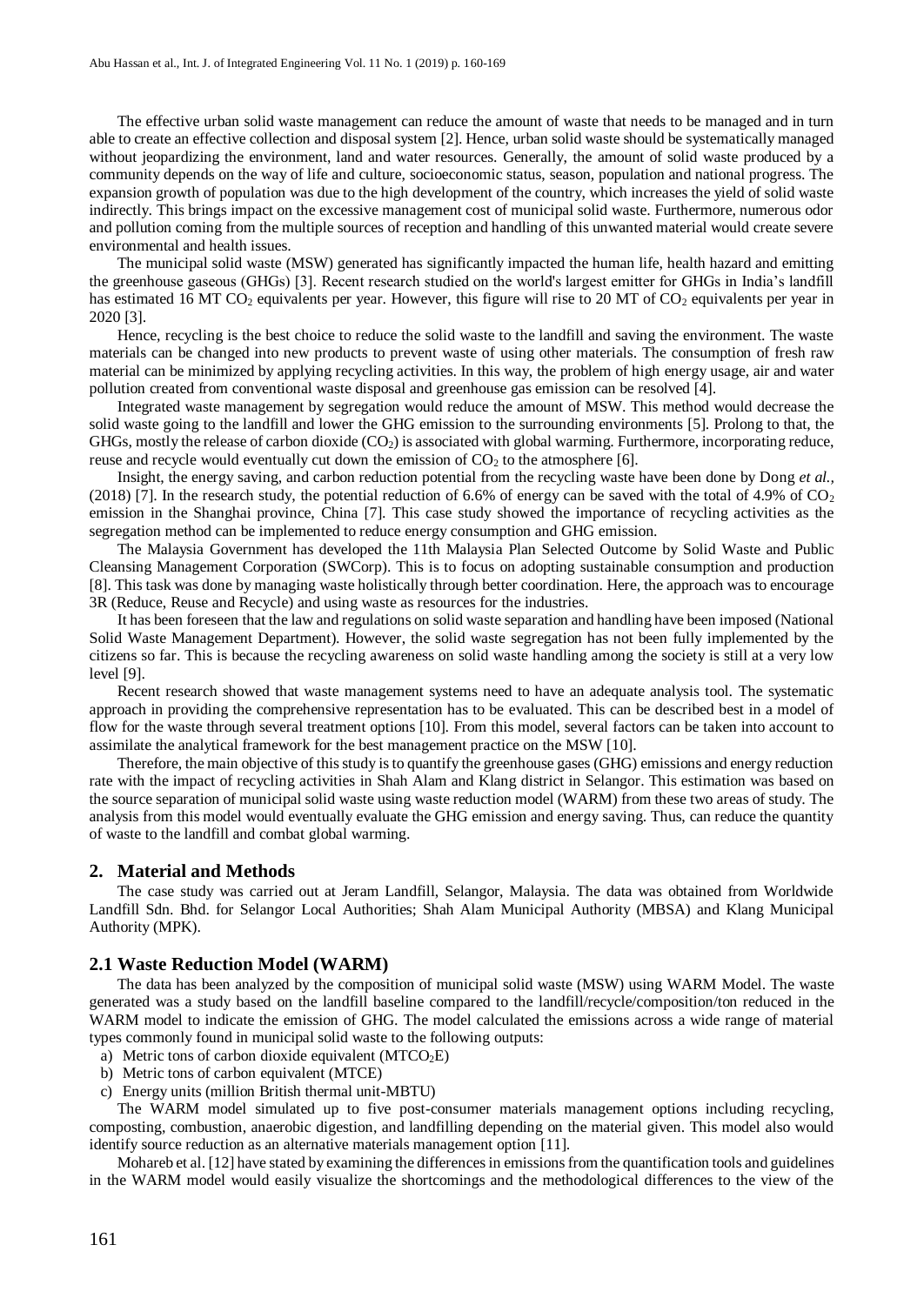The effective urban solid waste management can reduce the amount of waste that needs to be managed and in turn able to create an effective collection and disposal system [2]. Hence, urban solid waste should be systematically managed without jeopardizing the environment, land and water resources. Generally, the amount of solid waste produced by a community depends on the way of life and culture, socioeconomic status, season, population and national progress. The expansion growth of population was due to the high development of the country, which increases the yield of solid waste indirectly. This brings impact on the excessive management cost of municipal solid waste. Furthermore, numerous odor and pollution coming from the multiple sources of reception and handling of this unwanted material would create severe environmental and health issues.

The municipal solid waste (MSW) generated has significantly impacted the human life, health hazard and emitting the greenhouse gaseous (GHGs) [3]. Recent research studied on the world's largest emitter for GHGs in India's landfill has estimated 16 MT $CO_2$ equivalents per year. However, this figure will rise to 20 MT of $CO_2$ equivalents per year in 2020 [3].

Hence, recycling is the best choice to reduce the solid waste to the landfill and saving the environment. The waste materials can be changed into new products to prevent waste of using other materials. The consumption of fresh raw material can be minimized by applying recycling activities. In this way, the problem of high energy usage, air and water pollution created from conventional waste disposal and greenhouse gas emission can be resolved [4].

Integrated waste management by segregation would reduce the amount of MSW. This method would decrease the solid waste going to the landfill and lower the GHG emission to the surrounding environments [5]. Prolong to that, the GHGs, mostly the release of carbon dioxide ($CO_2$) is associated with global warming. Furthermore, incorporating reduce, reuse and recycle would eventually cut down the emission of $CO_2$ to the atmosphere [6].

Insight, the energy saving, and carbon reduction potential from the recycling waste have been done by Dong *et al.*, (2018) [7]. In the research study, the potential reduction of 6.6% of energy can be saved with the total of 4.9% of $CO_2$ emission in the Shanghai province, China [7]. This case study showed the importance of recycling activities as the segregation method can be implemented to reduce energy consumption and GHG emission.

The Malaysia Government has developed the 11th Malaysia Plan Selected Outcome by Solid Waste and Public Cleansing Management Corporation (SWCorp). This is to focus on adopting sustainable consumption and production [8]. This task was done by managing waste holistically through better coordination. Here, the approach was to encourage 3R (Reduce, Reuse and Recycle) and using waste as resources for the industries.

It has been foreseen that the law and regulations on solid waste separation and handling have been imposed (National Solid Waste Management Department). However, the solid waste segregation has not been fully implemented by the citizens so far. This is because the recycling awareness on solid waste handling among the society is still at a very low level [9].

Recent research showed that waste management systems need to have an adequate analysis tool. The systematic approach in providing the comprehensive representation has to be evaluated. This can be described best in a model of flow for the waste through several treatment options [10]. From this model, several factors can be taken into account to assimilate the analytical framework for the best management practice on the MSW [10].

Therefore, the main objective of this study is to quantify the greenhouse gases (GHG) emissions and energy reduction rate with the impact of recycling activities in Shah Alam and Klang district in Selangor. This estimation was based on the source separation of municipal solid waste using waste reduction model (WARM) from these two areas of study. The analysis from this model would eventually evaluate the GHG emission and energy saving. Thus, can reduce the quantity of waste to the landfill and combat global warming.

## 2. Material and Methods

The case study was carried out at Jeram Landfill, Selangor, Malaysia. The data was obtained from Worldwide Landfill Sdn. Bhd. for Selangor Local Authorities; Shah Alam Municipal Authority (MBSA) and Klang Municipal Authority (MPK).

### 2.1 Waste Reduction Model (WARM)

The data has been analyzed by the composition of municipal solid waste (MSW) using WARM Model. The waste generated was a study based on the landfill baseline compared to the landfill/recycle/composition/ton reduced in the WARM model to indicate the emission of GHG. The model calculated the emissions across a wide range of material types commonly found in municipal solid waste to the following outputs:

a) Metric tons of carbon dioxide equivalent ($MTCO_2E$)
b) Metric tons of carbon equivalent (MTCE)
c) Energy units (million British thermal unit-MBTU)

The WARM model simulated up to five post-consumer materials management options including recycling, composting, combustion, anaerobic digestion, and landfilling depending on the material given. This model also would identify source reduction as an alternative materials management option [11].

Mohareb et al. [12] have stated by examining the differences in emissions from the quantification tools and guidelines in the WARM model would easily visualize the shortcomings and the methodological differences to the view of the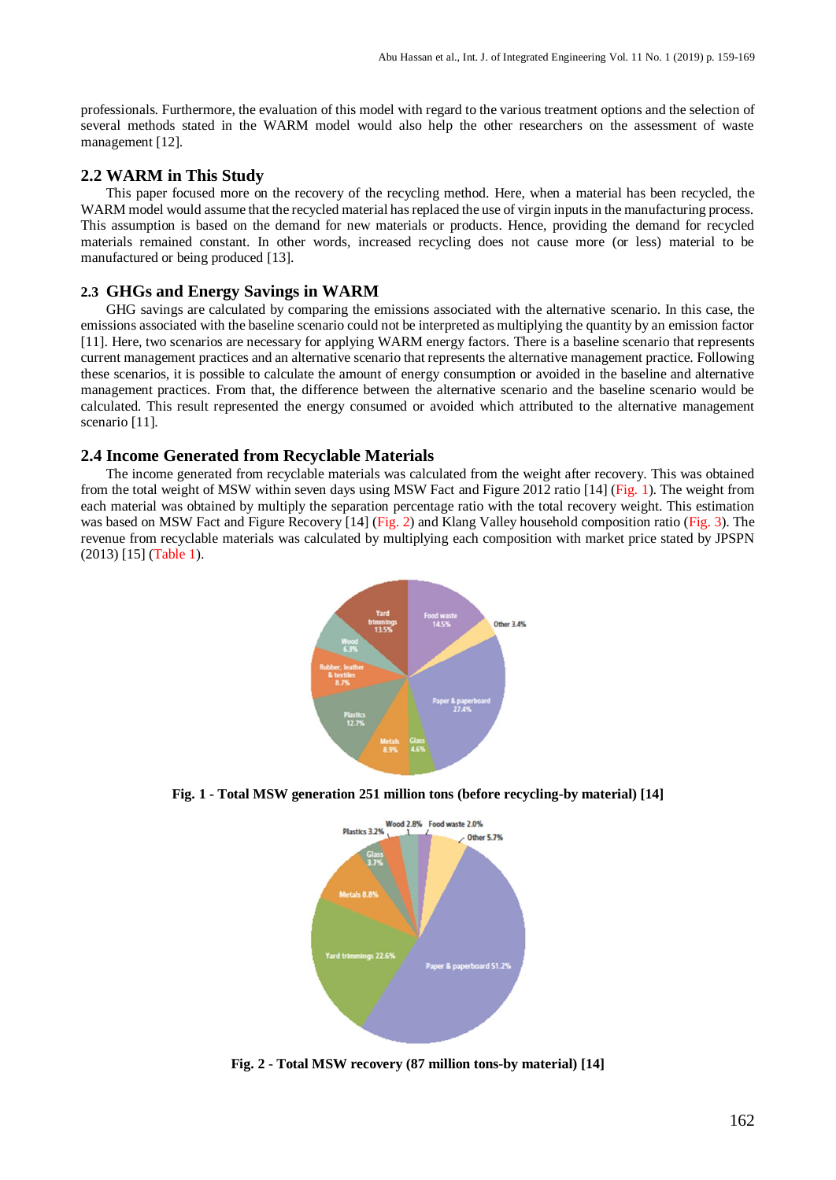professionals. Furthermore, the evaluation of this model with regard to the various treatment options and the selection of several methods stated in the WARM model would also help the other researchers on the assessment of waste management [12].

## 2.2 WARM in This Study

This paper focused more on the recovery of the recycling method. Here, when a material has been recycled, the WARM model would assume that the recycled material has replaced the use of virgin inputs in the manufacturing process. This assumption is based on the demand for new materials or products. Hence, providing the demand for recycled materials remained constant. In other words, increased recycling does not cause more (or less) material to be manufactured or being produced [13].

## 2.3 GHGs and Energy Savings in WARM

GHG savings are calculated by comparing the emissions associated with the alternative scenario. In this case, the emissions associated with the baseline scenario could not be interpreted as multiplying the quantity by an emission factor [11]. Here, two scenarios are necessary for applying WARM energy factors. There is a baseline scenario that represents current management practices and an alternative scenario that represents the alternative management practice. Following these scenarios, it is possible to calculate the amount of energy consumption or avoided in the baseline and alternative management practices. From that, the difference between the alternative scenario and the baseline scenario would be calculated. This result represented the energy consumed or avoided which attributed to the alternative management scenario [11].

## 2.4 Income Generated from Recyclable Materials

The income generated from recyclable materials was calculated from the weight after recovery. This was obtained from the total weight of MSW within seven days using MSW Fact and Figure 2012 ratio [14] (Fig. 1). The weight from each material was obtained by multiply the separation percentage ratio with the total recovery weight. This estimation was based on MSW Fact and Figure Recovery [14] (Fig. 2) and Klang Valley household composition ratio (Fig. 3). The revenue from recyclable materials was calculated by multiplying each composition with market price stated by JPSPN (2013) [15] (Table 1).

**Fig. 1 - Total MSW generation 251 million tons (before recycling-by material) [14]**

**Fig. 2 - Total MSW recovery (87 million tons-by material) [14]**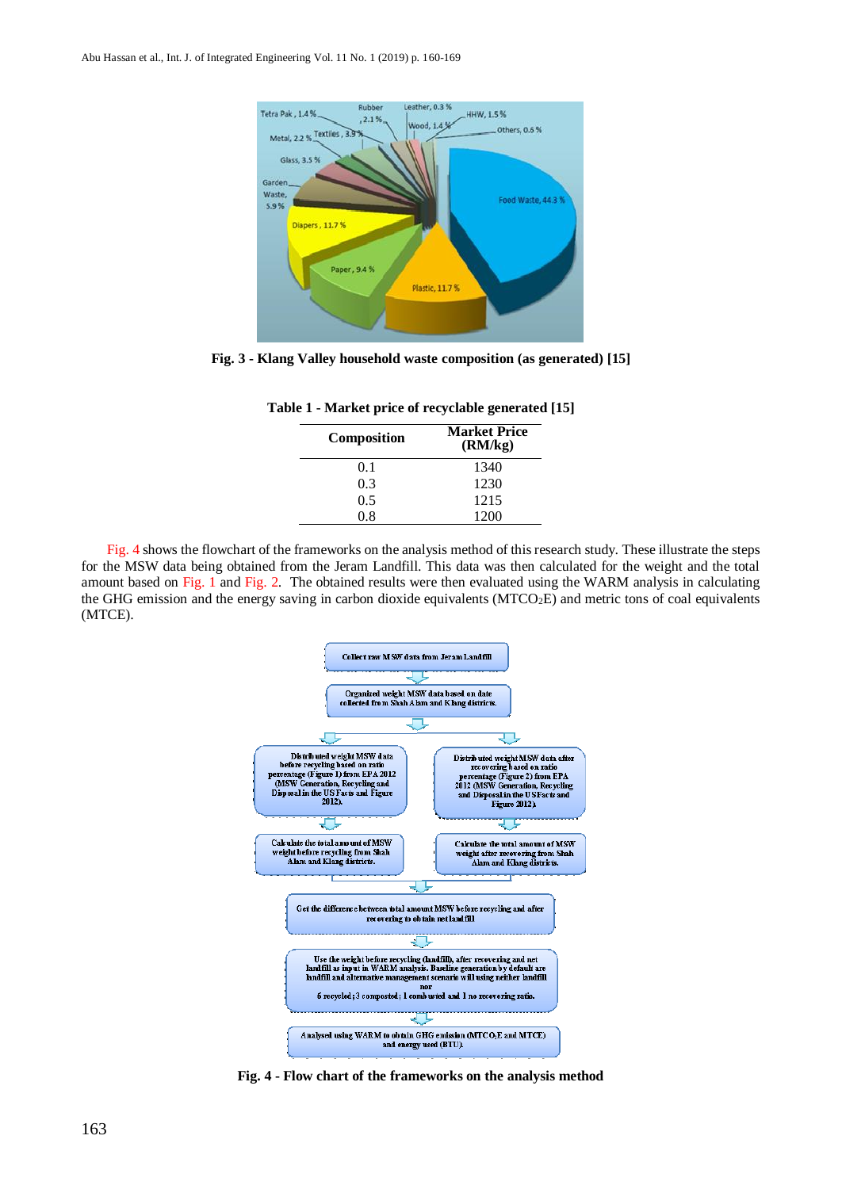Fig. 3 - Klang Valley household waste composition (as generated) [15]

**Table 1 - Market price of recyclable generated [15]**

| Composition | Market Price (RM/kg) |
|---|---|
| 0.1 | 1340 |
| 0.3 | 1230 |
| 0.5 | 1215 |
| 0.8 | 1200 |

Fig. 4 shows the flowchart of the frameworks on the analysis method of this research study. These illustrate the steps for the MSW data being obtained from the Jeram Landfill. This data was then calculated for the weight and the total amount based on Fig. 1 and Fig. 2. The obtained results were then evaluated using the WARM analysis in calculating the GHG emission and the energy saving in carbon dioxide equivalents (MTCO$_2$E) and metric tons of coal equivalents (MTCE).

Fig. 4 - Flow chart of the frameworks on the analysis method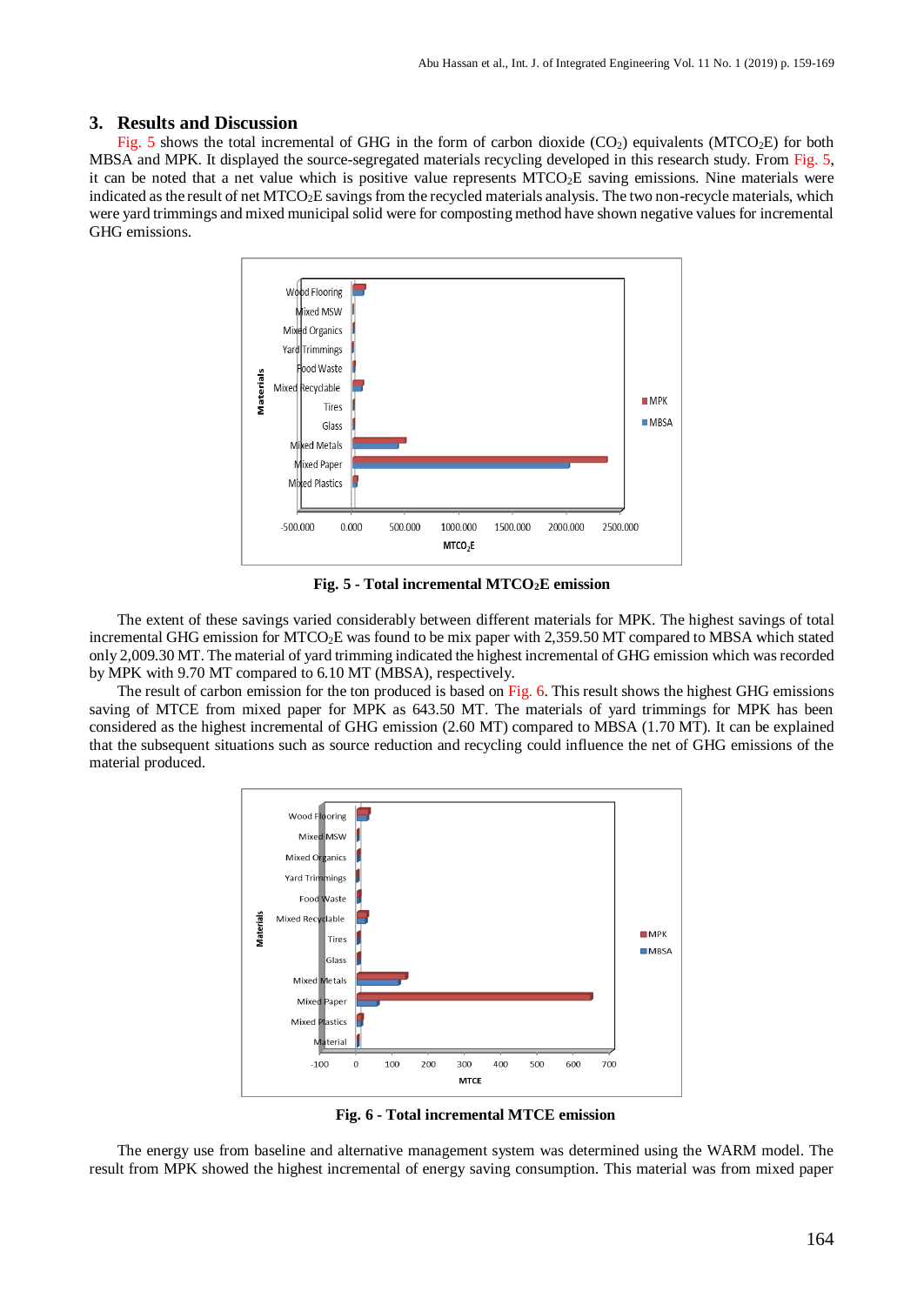## 3. Results and Discussion

Fig. 5 shows the total incremental of GHG in the form of carbon dioxide ($CO_2$) equivalents ($MTCO_2E$) for both MBSA and MPK. It displayed the source-segregated materials recycling developed in this research study. From Fig. 5, it can be noted that a net value which is positive value represents $MTCO_2E$ saving emissions. Nine materials were indicated as the result of net $MTCO_2E$ savings from the recycled materials analysis. The two non-recycle materials, which were yard trimmings and mixed municipal solid were for composting method have shown negative values for incremental GHG emissions.

**Fig. 5 - Total incremental $MTCO_2E$ emission**

The extent of these savings varied considerably between different materials for MPK. The highest savings of total incremental GHG emission for $MTCO_2E$ was found to be mix paper with 2,359.50 MT compared to MBSA which stated only 2,009.30 MT. The material of yard trimming indicated the highest incremental of GHG emission which was recorded by MPK with 9.70 MT compared to 6.10 MT (MBSA), respectively.

The result of carbon emission for the ton produced is based on Fig. 6. This result shows the highest GHG emissions saving of MTCE from mixed paper for MPK as 643.50 MT. The materials of yard trimmings for MPK has been considered as the highest incremental of GHG emission (2.60 MT) compared to MBSA (1.70 MT). It can be explained that the subsequent situations such as source reduction and recycling could influence the net of GHG emissions of the material produced.

**Fig. 6 - Total incremental MTCE emission**

The energy use from baseline and alternative management system was determined using the WARM model. The result from MPK showed the highest incremental of energy saving consumption. This material was from mixed paper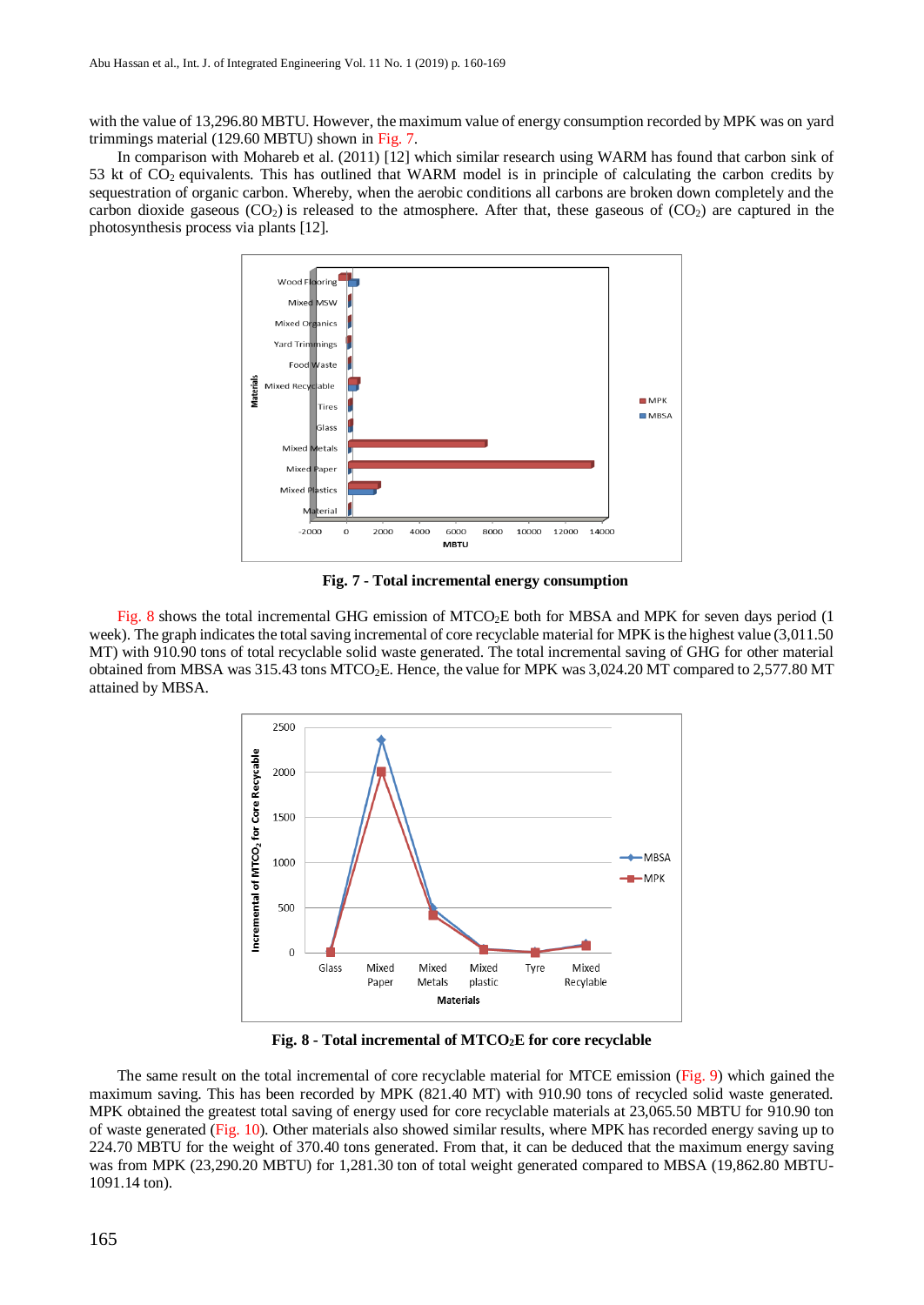with the value of 13,296.80 MBTU. However, the maximum value of energy consumption recorded by MPK was on yard trimmings material (129.60 MBTU) shown in Fig. 7.

In comparison with Mohareb et al. (2011) [12] which similar research using WARM has found that carbon sink of 53 kt of $CO_2$ equivalents. This has outlined that WARM model is in principle of calculating the carbon credits by sequestration of organic carbon. Whereby, when the aerobic conditions all carbons are broken down completely and the carbon dioxide gaseous ($CO_2$) is released to the atmosphere. After that, these gaseous of ($CO_2$) are captured in the photosynthesis process via plants [12].

**Fig. 7 - Total incremental energy consumption**

Fig. 8 shows the total incremental GHG emission of $MTCO_2E$ both for MBSA and MPK for seven days period (1 week). The graph indicates the total saving incremental of core recyclable material for MPK is the highest value (3,011.50 MT) with 910.90 tons of total recyclable solid waste generated. The total incremental saving of GHG for other material obtained from MBSA was 315.43 tons $MTCO_2E$. Hence, the value for MPK was 3,024.20 MT compared to 2,577.80 MT attained by MBSA.

**Fig. 8 - Total incremental of $MTCO_2E$ for core recyclable**

The same result on the total incremental of core recyclable material for MTCE emission (Fig. 9) which gained the maximum saving. This has been recorded by MPK (821.40 MT) with 910.90 tons of recycled solid waste generated. MPK obtained the greatest total saving of energy used for core recyclable materials at 23,065.50 MBTU for 910.90 ton of waste generated (Fig. 10). Other materials also showed similar results, where MPK has recorded energy saving up to 224.70 MBTU for the weight of 370.40 tons generated. From that, it can be deduced that the maximum energy saving was from MPK (23,290.20 MBTU) for 1,281.30 ton of total weight generated compared to MBSA (19,862.80 MBTU-1091.14 ton).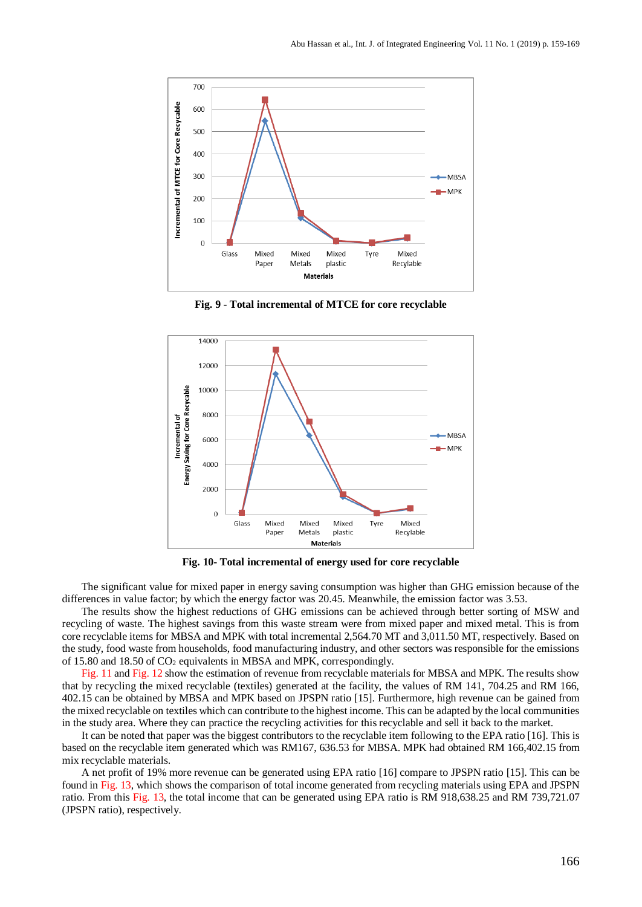**Fig. 9 - Total incremental of MTCE for core recyclable**

**Fig. 10- Total incremental of energy used for core recyclable**

The significant value for mixed paper in energy saving consumption was higher than GHG emission because of the differences in value factor; by which the energy factor was 20.45. Meanwhile, the emission factor was 3.53.

The results show the highest reductions of GHG emissions can be achieved through better sorting of MSW and recycling of waste. The highest savings from this waste stream were from mixed paper and mixed metal. This is from core recyclable items for MBSA and MPK with total incremental 2,564.70 MT and 3,011.50 MT, respectively. Based on the study, food waste from households, food manufacturing industry, and other sectors was responsible for the emissions of 15.80 and 18.50 of $CO_2$ equivalents in MBSA and MPK, correspondingly.

Fig. 11 and Fig. 12 show the estimation of revenue from recyclable materials for MBSA and MPK. The results show that by recycling the mixed recyclable (textiles) generated at the facility, the values of RM 141, 704.25 and RM 166, 402.15 can be obtained by MBSA and MPK based on JPSPN ratio [15]. Furthermore, high revenue can be gained from the mixed recyclable on textiles which can contribute to the highest income. This can be adapted by the local communities in the study area. Where they can practice the recycling activities for this recyclable and sell it back to the market.

It can be noted that paper was the biggest contributors to the recyclable item following to the EPA ratio [16]. This is based on the recyclable item generated which was RM167, 636.53 for MBSA. MPK had obtained RM 166,402.15 from mix recyclable materials.

A net profit of 19% more revenue can be generated using EPA ratio [16] compare to JPSPN ratio [15]. This can be found in Fig. 13, which shows the comparison of total income generated from recycling materials using EPA and JPSPN ratio. From this Fig. 13, the total income that can be generated using EPA ratio is RM 918,638.25 and RM 739,721.07 (JPSPN ratio), respectively.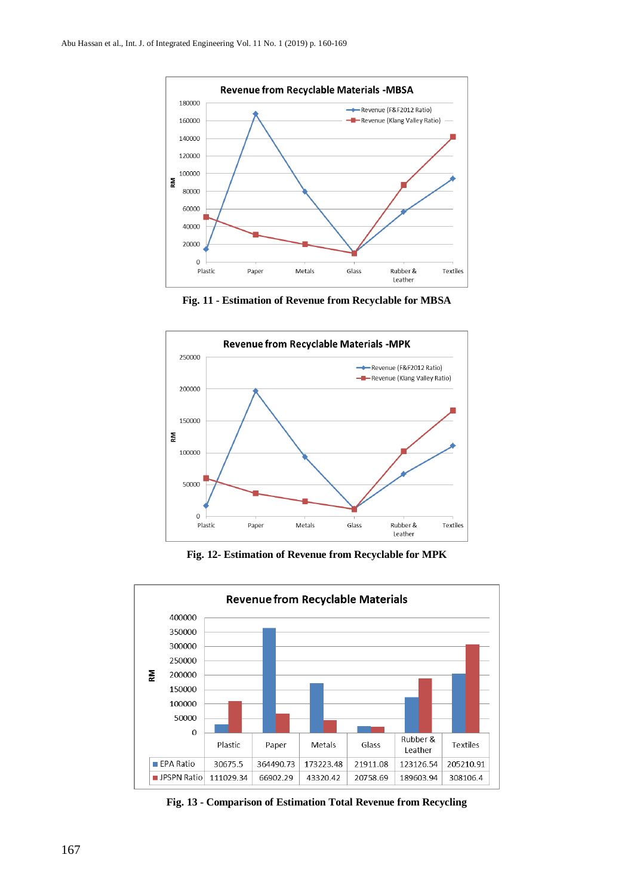Fig. 11 - Estimation of Revenue from Recyclable for MBSA

Fig. 12- Estimation of Revenue from Recyclable for MPK

| | Plastic | Paper | Metals | Glass | Rubber & Leather | Textiles |
|---|---|---|---|---|---|---|
| EPA Ratio | 30675.5 | 364490.73 | 173223.48 | 21911.08 | 123126.54 | 205210.91 |
| JPSPN Ratio | 111029.34 | 66902.29 | 43320.42 | 20758.69 | 189603.94 | 308106.4 |

Fig. 13 - Comparison of Estimation Total Revenue from Recycling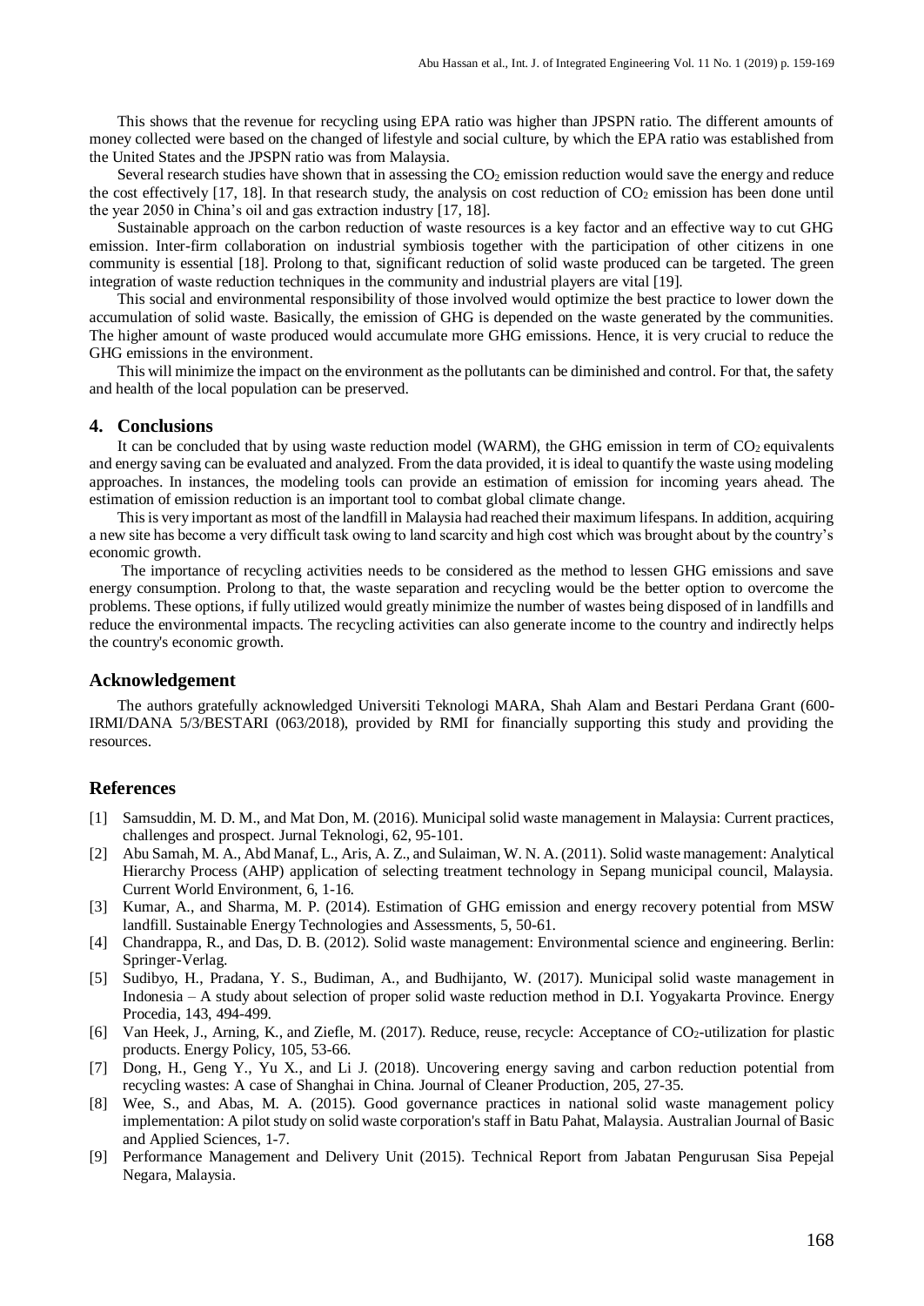This shows that the revenue for recycling using EPA ratio was higher than JPSPN ratio. The different amounts of money collected were based on the changed of lifestyle and social culture, by which the EPA ratio was established from the United States and the JPSPN ratio was from Malaysia.

Several research studies have shown that in assessing the $CO_2$ emission reduction would save the energy and reduce the cost effectively [17, 18]. In that research study, the analysis on cost reduction of $CO_2$ emission has been done until the year 2050 in China's oil and gas extraction industry [17, 18].

Sustainable approach on the carbon reduction of waste resources is a key factor and an effective way to cut GHG emission. Inter-firm collaboration on industrial symbiosis together with the participation of other citizens in one community is essential [18]. Prolong to that, significant reduction of solid waste produced can be targeted. The green integration of waste reduction techniques in the community and industrial players are vital [19].

This social and environmental responsibility of those involved would optimize the best practice to lower down the accumulation of solid waste. Basically, the emission of GHG is depended on the waste generated by the communities. The higher amount of waste produced would accumulate more GHG emissions. Hence, it is very crucial to reduce the GHG emissions in the environment.

This will minimize the impact on the environment as the pollutants can be diminished and control. For that, the safety and health of the local population can be preserved.

## 4. Conclusions

It can be concluded that by using waste reduction model (WARM), the GHG emission in term of $CO_2$ equivalents and energy saving can be evaluated and analyzed. From the data provided, it is ideal to quantify the waste using modeling approaches. In instances, the modeling tools can provide an estimation of emission for incoming years ahead. The estimation of emission reduction is an important tool to combat global climate change.

This is very important as most of the landfill in Malaysia had reached their maximum lifespans. In addition, acquiring a new site has become a very difficult task owing to land scarcity and high cost which was brought about by the country's economic growth.

The importance of recycling activities needs to be considered as the method to lessen GHG emissions and save energy consumption. Prolong to that, the waste separation and recycling would be the better option to overcome the problems. These options, if fully utilized would greatly minimize the number of wastes being disposed of in landfills and reduce the environmental impacts. The recycling activities can also generate income to the country and indirectly helps the country's economic growth.

## Acknowledgement

The authors gratefully acknowledged Universiti Teknologi MARA, Shah Alam and Bestari Perdana Grant (600-IRMI/DANA 5/3/BESTARI (063/2018), provided by RMI for financially supporting this study and providing the resources.

## References

[1] Samsuddin, M. D. M., and Mat Don, M. (2016). Municipal solid waste management in Malaysia: Current practices, challenges and prospect. Jurnal Teknologi, 62, 95-101.

[2] Abu Samah, M. A., Abd Manaf, L., Aris, A. Z., and Sulaiman, W. N. A. (2011). Solid waste management: Analytical Hierarchy Process (AHP) application of selecting treatment technology in Sepang municipal council, Malaysia. Current World Environment, 6, 1-16.

[3] Kumar, A., and Sharma, M. P. (2014). Estimation of GHG emission and energy recovery potential from MSW landfill. Sustainable Energy Technologies and Assessments, 5, 50-61.

[4] Chandrappa, R., and Das, D. B. (2012). Solid waste management: Environmental science and engineering. Berlin: Springer-Verlag.

[5] Sudibyo, H., Pradana, Y. S., Budiman, A., and Budhijanto, W. (2017). Municipal solid waste management in Indonesia – A study about selection of proper solid waste reduction method in D.I. Yogyakarta Province. Energy Procedia, 143, 494-499.

[6] Van Heek, J., Arning, K., and Ziefle, M. (2017). Reduce, reuse, recycle: Acceptance of $CO_2$-utilization for plastic products. Energy Policy, 105, 53-66.

[7] Dong, H., Geng Y., Yu X., and Li J. (2018). Uncovering energy saving and carbon reduction potential from recycling wastes: A case of Shanghai in China. Journal of Cleaner Production, 205, 27-35.

[8] Wee, S., and Abas, M. A. (2015). Good governance practices in national solid waste management policy implementation: A pilot study on solid waste corporation's staff in Batu Pahat, Malaysia. Australian Journal of Basic and Applied Sciences, 1-7.

[9] Performance Management and Delivery Unit (2015). Technical Report from Jabatan Pengurusan Sisa Pepejal Negara, Malaysia.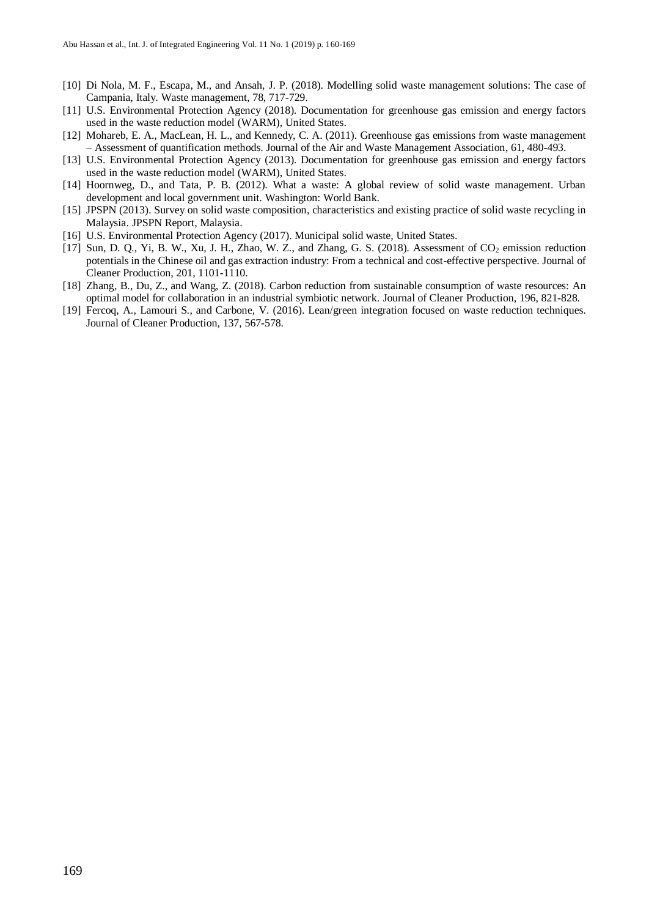[10] Di Nola, M. F., Escapa, M., and Ansah, J. P. (2018). Modelling solid waste management solutions: The case of Campania, Italy. Waste management, 78, 717-729.

[11] U.S. Environmental Protection Agency (2018). Documentation for greenhouse gas emission and energy factors used in the waste reduction model (WARM), United States.

[12] Mohareb, E. A., MacLean, H. L., and Kennedy, C. A. (2011). Greenhouse gas emissions from waste management – Assessment of quantification methods. Journal of the Air and Waste Management Association, 61, 480-493.

[13] U.S. Environmental Protection Agency (2013). Documentation for greenhouse gas emission and energy factors used in the waste reduction model (WARM), United States.

[14] Hoornweg, D., and Tata, P. B. (2012). What a waste: A global review of solid waste management. Urban development and local government unit. Washington: World Bank.

[15] JPSPN (2013). Survey on solid waste composition, characteristics and existing practice of solid waste recycling in Malaysia. JPSPN Report, Malaysia.

[16] U.S. Environmental Protection Agency (2017). Municipal solid waste, United States.

[17] Sun, D. Q., Yi, B. W., Xu, J. H., Zhao, W. Z., and Zhang, G. S. (2018). Assessment of $CO_2$ emission reduction potentials in the Chinese oil and gas extraction industry: From a technical and cost-effective perspective. Journal of Cleaner Production, 201, 1101-1110.

[18] Zhang, B., Du, Z., and Wang, Z. (2018). Carbon reduction from sustainable consumption of waste resources: An optimal model for collaboration in an industrial symbiotic network. Journal of Cleaner Production, 196, 821-828.

[19] Fercoq, A., Lamouri S., and Carbone, V. (2016). Lean/green integration focused on waste reduction techniques. Journal of Cleaner Production, 137, 567-578.